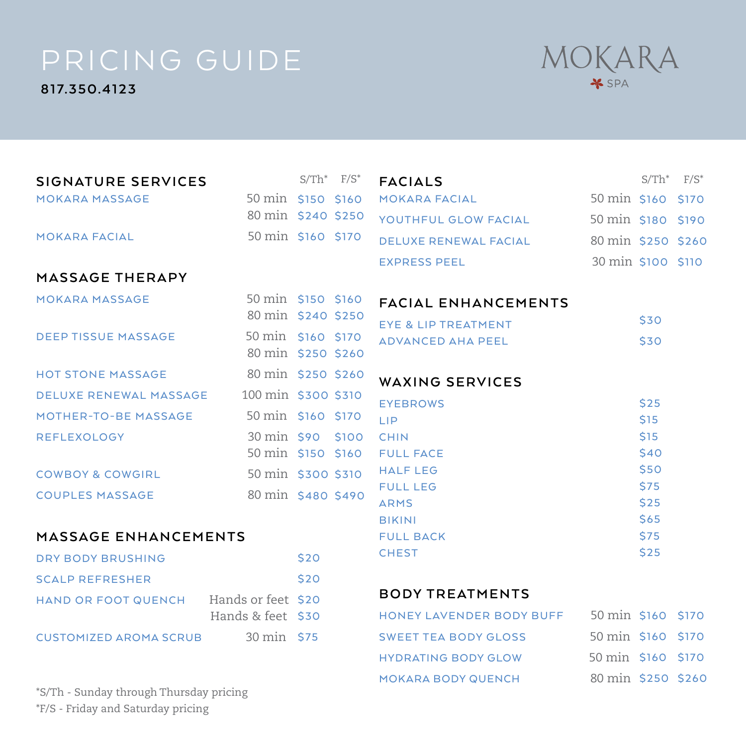# PRICING GUIDE

817.350.4123

MOKARA SPA

## SIGNATURE SERVICES

| Service | Duration | S/Th* | F/S* |
|---|---|---|---|
| MOKARA MASSAGE | 50 min | $150 | $160 |
| | 80 min | $240 | $250 |
| MOKARA FACIAL | 50 min | $160 | $170 |

## MASSAGE THERAPY

| Service | Duration | S/Th* | F/S* |
|---|---|---|---|
| MOKARA MASSAGE | 50 min | $150 | $160 |
| | 80 min | $240 | $250 |
| DEEP TISSUE MASSAGE | 50 min | $160 | $170 |
| | 80 min | $250 | $260 |
| HOT STONE MASSAGE | 80 min | $250 | $260 |
| DELUXE RENEWAL MASSAGE | 100 min | $300 | $310 |
| MOTHER-TO-BE MASSAGE | 50 min | $160 | $170 |
| REFLEXOLOGY | 30 min | $90 | $100 |
| | 50 min | $150 | $160 |
| COWBOY & COWGIRL | 50 min | $300 | $310 |
| COUPLES MASSAGE | 80 min | $480 | $490 |

## MASSAGE ENHANCEMENTS

| Service | Option | Price |
|---|---|---|
| DRY BODY BRUSHING | | $20 |
| SCALP REFRESHER | | $20 |
| HAND OR FOOT QUENCH | Hands or feet | $20 |
| | Hands & feet | $30 |
| CUSTOMIZED AROMA SCRUB | 30 min | $75 |

*S/Th - Sunday through Thursday pricing
*F/S - Friday and Saturday pricing

## FACIALS

| Service | Duration | S/Th* | F/S* |
|---|---|---|---|
| MOKARA FACIAL | 50 min | $160 | $170 |
| YOUTHFUL GLOW FACIAL | 50 min | $180 | $190 |
| DELUXE RENEWAL FACIAL | 80 min | $250 | $260 |
| EXPRESS PEEL | 30 min | $100 | $110 |

## FACIAL ENHANCEMENTS

| Service | Price |
|---|---|
| EYE & LIP TREATMENT | $30 |
| ADVANCED AHA PEEL | $30 |

## WAXING SERVICES

| Service | Price |
|---|---|
| EYEBROWS | $25 |
| LIP | $15 |
| CHIN | $15 |
| FULL FACE | $40 |
| HALF LEG | $50 |
| FULL LEG | $75 |
| ARMS | $25 |
| BIKINI | $65 |
| FULL BACK | $75 |
| CHEST | $25 |

## BODY TREATMENTS

| Service | Duration | S/Th* | F/S* |
|---|---|---|---|
| HONEY LAVENDER BODY BUFF | 50 min | $160 | $170 |
| SWEET TEA BODY GLOSS | 50 min | $160 | $170 |
| HYDRATING BODY GLOW | 50 min | $160 | $170 |
| MOKARA BODY QUENCH | 80 min | $250 | $260 |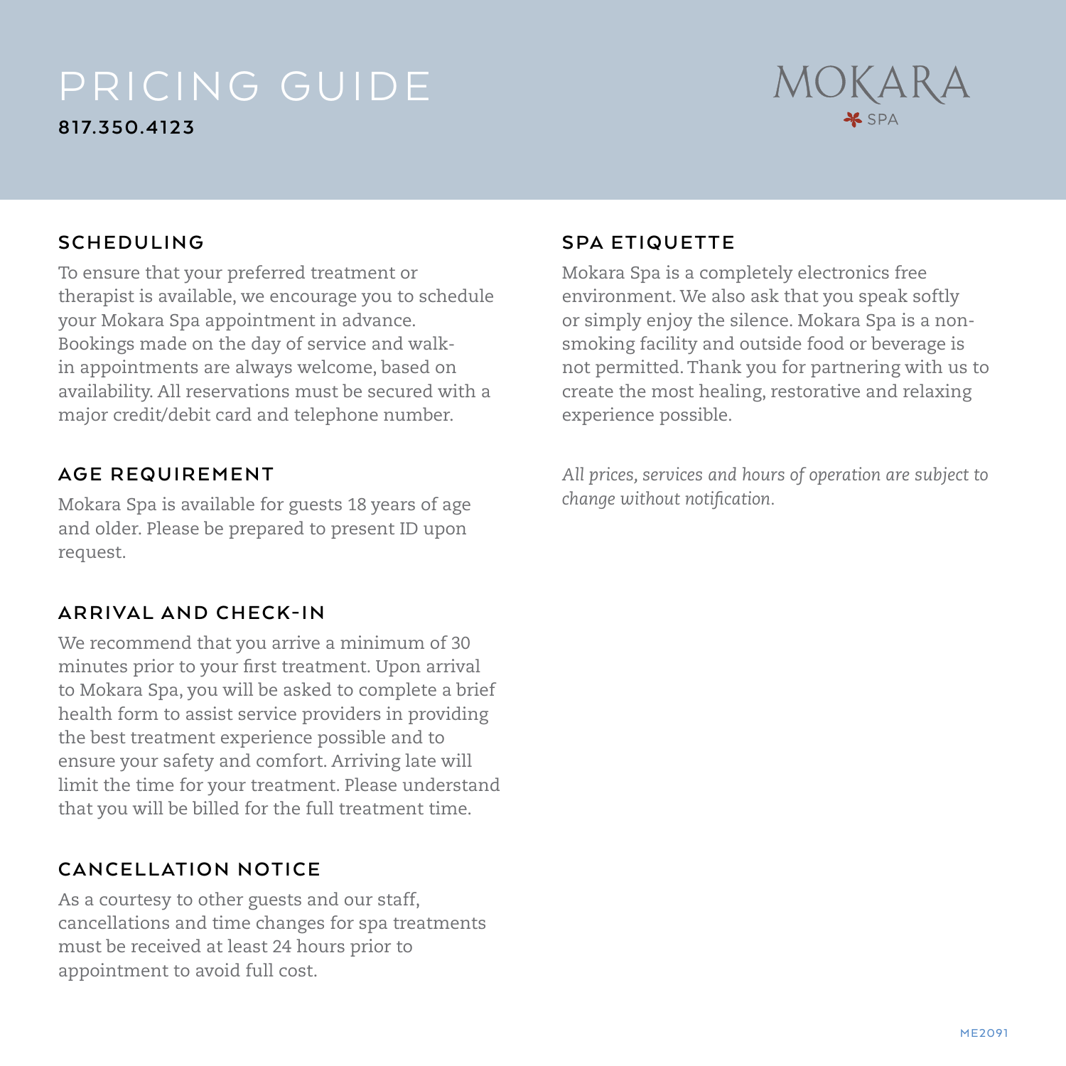# PRICING GUIDE

**817.350.4123**

MOKARA SPA

## SCHEDULING

To ensure that your preferred treatment or therapist is available, we encourage you to schedule your Mokara Spa appointment in advance. Bookings made on the day of service and walk-in appointments are always welcome, based on availability. All reservations must be secured with a major credit/debit card and telephone number.

## AGE REQUIREMENT

Mokara Spa is available for guests 18 years of age and older. Please be prepared to present ID upon request.

## ARRIVAL AND CHECK-IN

We recommend that you arrive a minimum of 30 minutes prior to your first treatment. Upon arrival to Mokara Spa, you will be asked to complete a brief health form to assist service providers in providing the best treatment experience possible and to ensure your safety and comfort. Arriving late will limit the time for your treatment. Please understand that you will be billed for the full treatment time.

## CANCELLATION NOTICE

As a courtesy to other guests and our staff, cancellations and time changes for spa treatments must be received at least 24 hours prior to appointment to avoid full cost.

## SPA ETIQUETTE

Mokara Spa is a completely electronics free environment. We also ask that you speak softly or simply enjoy the silence. Mokara Spa is a non-smoking facility and outside food or beverage is not permitted. Thank you for partnering with us to create the most healing, restorative and relaxing experience possible.

*All prices, services and hours of operation are subject to change without notification.*

ME2091